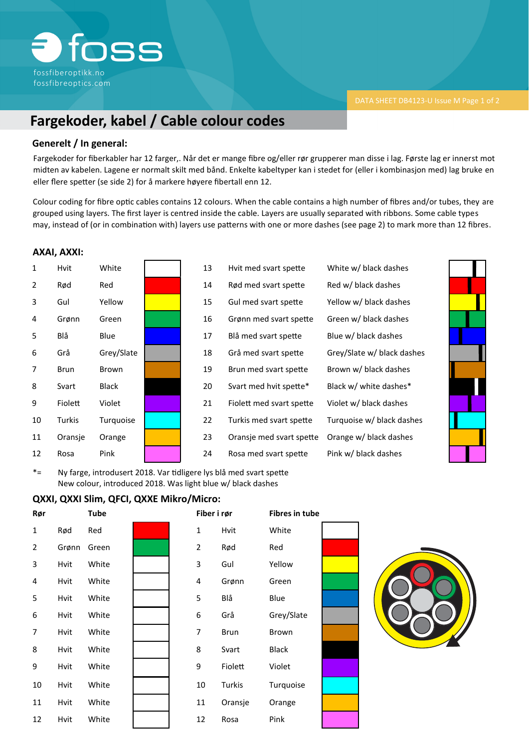# Fargekoder, kabel / Cable colour codes

## Generelt / In general:

Fargekoder for fiberkabler har 12 farger,. Når det er mange fibre og/eller rør grupperer man disse i lag. Første lag er innerst mot midten av kabelen. Lagene er normalt skilt med bånd. Enkelte kabeltyper kan i stedet for (eller i kombinasjon med) lag bruke en eller flere spetter (se side 2) for å markere høyere fibertall enn 12.

Colour coding for fibre optic cables contains 12 colours. When the cable contains a high number of fibres and/or tubes, they are grouped using layers. The first layer is centred inside the cable. Layers are usually separated with ribbons. Some cable types may, instead of (or in combination with) layers use patterns with one or more dashes (see page 2) to mark more than 12 fibres.

### AXAI, AXXI:

| | | | | | | |
|---|---|---|---|---|---|---|
| 1 | Hvit | White | 13 | Hvit med svart spette | White w/ black dashes |
| 2 | Rød | Red | 14 | Rød med svart spette | Red w/ black dashes |
| 3 | Gul | Yellow | 15 | Gul med svart spette | Yellow w/ black dashes |
| 4 | Grønn | Green | 16 | Grønn med svart spette | Green w/ black dashes |
| 5 | Blå | Blue | 17 | Blå med svart spette | Blue w/ black dashes |
| 6 | Grå | Grey/Slate | 18 | Grå med svart spette | Grey/Slate w/ black dashes |
| 7 | Brun | Brown | 19 | Brun med svart spette | Brown w/ black dashes |
| 8 | Svart | Black | 20 | Svart med hvit spette* | Black w/ white dashes* |
| 9 | Fiolett | Violet | 21 | Fiolett med svart spette | Violet w/ black dashes |
| 10 | Turkis | Turquoise | 22 | Turkis med svart spette | Turquoise w/ black dashes |
| 11 | Oransje | Orange | 23 | Oransje med svart spette | Orange w/ black dashes |
| 12 | Rosa | Pink | 24 | Rosa med svart spette | Pink w/ black dashes |

*= Ny farge, introdusert 2018. Var tidligere lys blå med svart spette
New colour, introduced 2018. Was light blue w/ black dashes

### QXXI, QXXI Slim, QFCI, QXXE Mikro/Micro:

| Rør | | Tube | Fiber i rør | | Fibres in tube |
|---|---|---|---|---|---|
| 1 | Rød | Red | 1 | Hvit | White |
| 2 | Grønn | Green | 2 | Rød | Red |
| 3 | Hvit | White | 3 | Gul | Yellow |
| 4 | Hvit | White | 4 | Grønn | Green |
| 5 | Hvit | White | 5 | Blå | Blue |
| 6 | Hvit | White | 6 | Grå | Grey/Slate |
| 7 | Hvit | White | 7 | Brun | Brown |
| 8 | Hvit | White | 8 | Svart | Black |
| 9 | Hvit | White | 9 | Fiolett | Violet |
| 10 | Hvit | White | 10 | Turkis | Turquoise |
| 11 | Hvit | White | 11 | Oransje | Orange |
| 12 | Hvit | White | 12 | Rosa | Pink |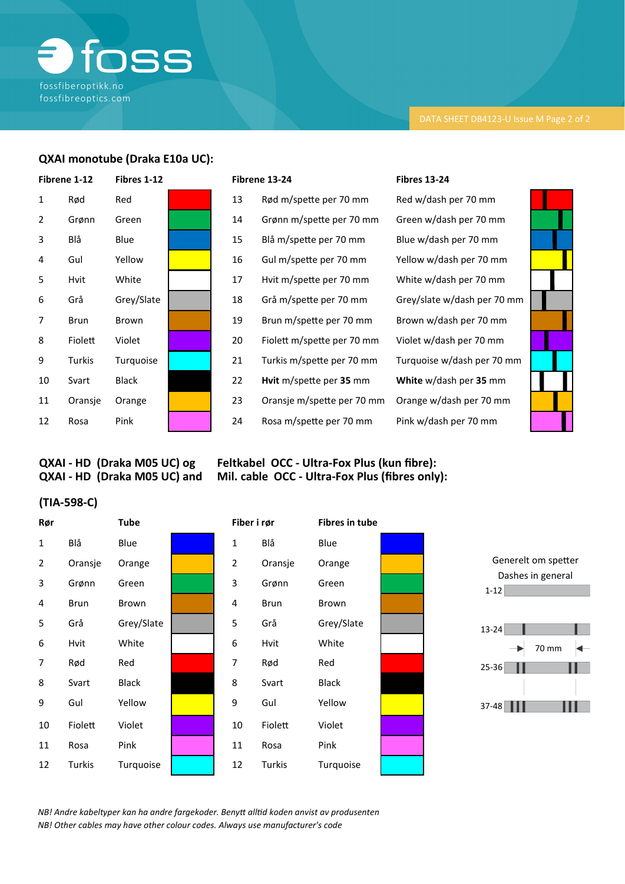foss

fossfiberoptikk.no
fossfibreoptics.com

DATA SHEET DB4123-U Issue M Page 2 of 2

## QXAI monotube (Draka E10a UC):

| Fibrene 1-12 | | Fibres 1-12 | | Fibrene 13-24 | | Fibres 13-24 | |
|---|---|---|---|---|---|---|---|
| 1 | Rød | Red | | 13 | Rød m/spette per 70 mm | Red w/dash per 70 mm | |
| 2 | Grønn | Green | | 14 | Grønn m/spette per 70 mm | Green w/dash per 70 mm | |
| 3 | Blå | Blue | | 15 | Blå m/spette per 70 mm | Blue w/dash per 70 mm | |
| 4 | Gul | Yellow | | 16 | Gul m/spette per 70 mm | Yellow w/dash per 70 mm | |
| 5 | Hvit | White | | 17 | Hvit m/spette per 70 mm | White w/dash per 70 mm | |
| 6 | Grå | Grey/Slate | | 18 | Grå m/spette per 70 mm | Grey/slate w/dash per 70 mm | |
| 7 | Brun | Brown | | 19 | Brun m/spette per 70 mm | Brown w/dash per 70 mm | |
| 8 | Fiolett | Violet | | 20 | Fiolett m/spette per 70 mm | Violet w/dash per 70 mm | |
| 9 | Turkis | Turquoise | | 21 | Turkis m/spette per 70 mm | Turquoise w/dash per 70 mm | |
| 10 | Svart | Black | | 22 | **Hvit** m/spette per **35** mm | **White** w/dash per **35** mm | |
| 11 | Oransje | Orange | | 23 | Oransje m/spette per 70 mm | Orange w/dash per 70 mm | |
| 12 | Rosa | Pink | | 24 | Rosa m/spette per 70 mm | Pink w/dash per 70 mm | |

## QXAI - HD (Draka M05 UC) og / QXAI - HD (Draka M05 UC) and (TIA-598-C)

## Feltkabel OCC - Ultra-Fox Plus (kun fibre): / Mil. cable OCC - Ultra-Fox Plus (fibres only):

| Rør | | Tube | | Fiber i rør | | Fibres in tube | |
|---|---|---|---|---|---|---|---|
| 1 | Blå | Blue | | 1 | Blå | Blue | |
| 2 | Oransje | Orange | | 2 | Oransje | Orange | |
| 3 | Grønn | Green | | 3 | Grønn | Green | |
| 4 | Brun | Brown | | 4 | Brun | Brown | |
| 5 | Grå | Grey/Slate | | 5 | Grå | Grey/Slate | |
| 6 | Hvit | White | | 6 | Hvit | White | |
| 7 | Rød | Red | | 7 | Rød | Red | |
| 8 | Svart | Black | | 8 | Svart | Black | |
| 9 | Gul | Yellow | | 9 | Gul | Yellow | |
| 10 | Fiolett | Violet | | 10 | Fiolett | Violet | |
| 11 | Rosa | Pink | | 11 | Rosa | Pink | |
| 12 | Turkis | Turquoise | | 12 | Turkis | Turquoise | |

Generelt om spetter
Dashes in general
1-12
13-24
70 mm
25-36
37-48

*NB! Andre kabeltyper kan ha andre fargekoder. Benytt alltid koden anvist av produsenten*
*NB! Other cables may have other colour codes. Always use manufacturer's code*